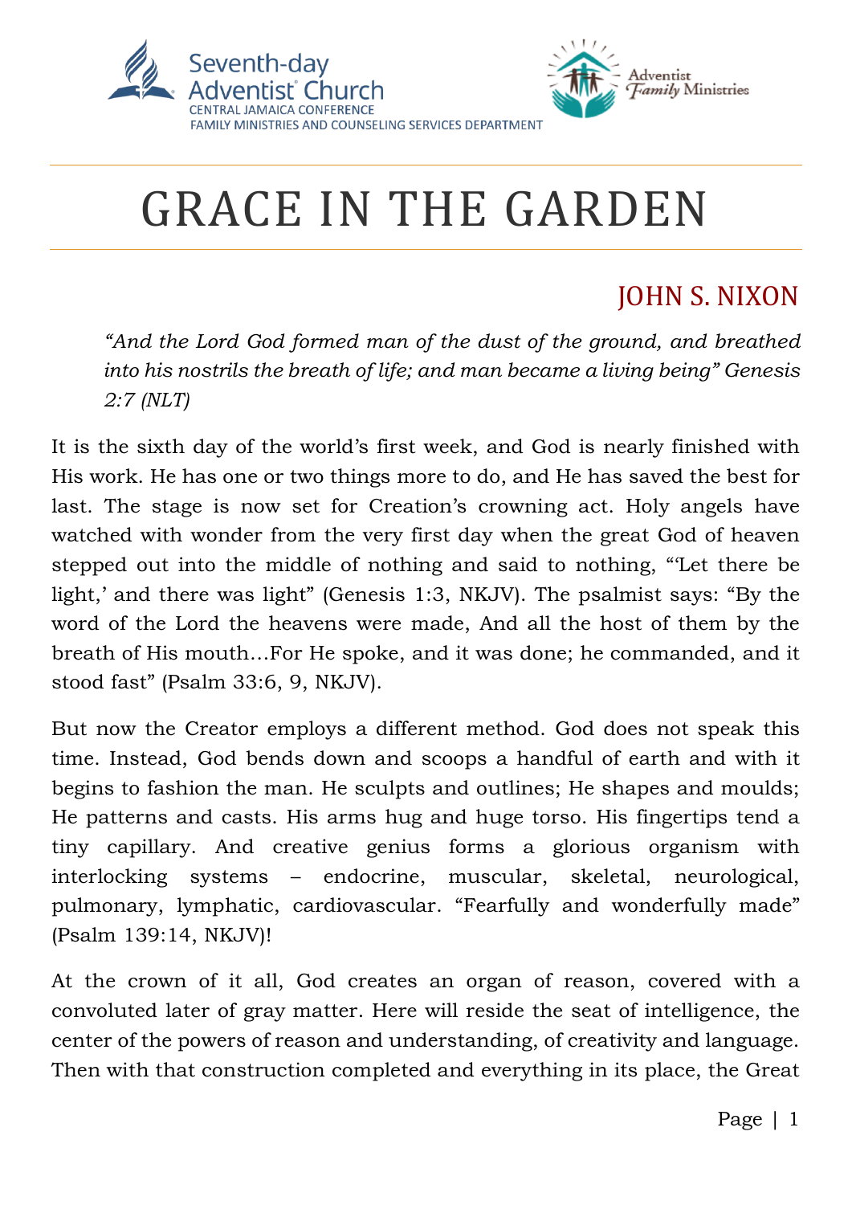Seventh-day Adventist Church
CENTRAL JAMAICA CONFERENCE
FAMILY MINISTRIES AND COUNSELING SERVICES DEPARTMENT

Adventist Family Ministries

# GRACE IN THE GARDEN

## JOHN S. NIXON

*"And the Lord God formed man of the dust of the ground, and breathed into his nostrils the breath of life; and man became a living being" Genesis 2:7 (NLT)*

It is the sixth day of the world's first week, and God is nearly finished with His work. He has one or two things more to do, and He has saved the best for last. The stage is now set for Creation's crowning act. Holy angels have watched with wonder from the very first day when the great God of heaven stepped out into the middle of nothing and said to nothing, "'Let there be light,' and there was light" (Genesis 1:3, NKJV). The psalmist says: "By the word of the Lord the heavens were made, And all the host of them by the breath of His mouth…For He spoke, and it was done; he commanded, and it stood fast" (Psalm 33:6, 9, NKJV).

But now the Creator employs a different method. God does not speak this time. Instead, God bends down and scoops a handful of earth and with it begins to fashion the man. He sculpts and outlines; He shapes and moulds; He patterns and casts. His arms hug and huge torso. His fingertips tend a tiny capillary. And creative genius forms a glorious organism with interlocking systems – endocrine, muscular, skeletal, neurological, pulmonary, lymphatic, cardiovascular. "Fearfully and wonderfully made" (Psalm 139:14, NKJV)!

At the crown of it all, God creates an organ of reason, covered with a convoluted later of gray matter. Here will reside the seat of intelligence, the center of the powers of reason and understanding, of creativity and language. Then with that construction completed and everything in its place, the Great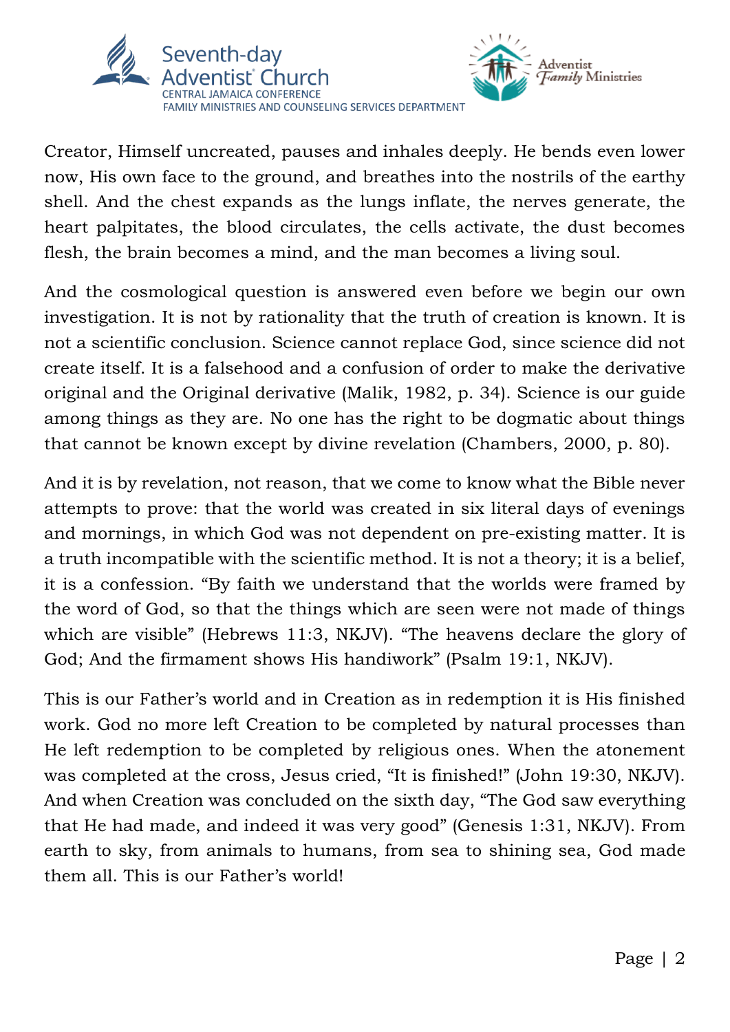Creator, Himself uncreated, pauses and inhales deeply. He bends even lower now, His own face to the ground, and breathes into the nostrils of the earthy shell. And the chest expands as the lungs inflate, the nerves generate, the heart palpitates, the blood circulates, the cells activate, the dust becomes flesh, the brain becomes a mind, and the man becomes a living soul.

And the cosmological question is answered even before we begin our own investigation. It is not by rationality that the truth of creation is known. It is not a scientific conclusion. Science cannot replace God, since science did not create itself. It is a falsehood and a confusion of order to make the derivative original and the Original derivative (Malik, 1982, p. 34). Science is our guide among things as they are. No one has the right to be dogmatic about things that cannot be known except by divine revelation (Chambers, 2000, p. 80).

And it is by revelation, not reason, that we come to know what the Bible never attempts to prove: that the world was created in six literal days of evenings and mornings, in which God was not dependent on pre-existing matter. It is a truth incompatible with the scientific method. It is not a theory; it is a belief, it is a confession. "By faith we understand that the worlds were framed by the word of God, so that the things which are seen were not made of things which are visible" (Hebrews 11:3, NKJV). "The heavens declare the glory of God; And the firmament shows His handiwork" (Psalm 19:1, NKJV).

This is our Father's world and in Creation as in redemption it is His finished work. God no more left Creation to be completed by natural processes than He left redemption to be completed by religious ones. When the atonement was completed at the cross, Jesus cried, "It is finished!" (John 19:30, NKJV). And when Creation was concluded on the sixth day, "The God saw everything that He had made, and indeed it was very good" (Genesis 1:31, NKJV). From earth to sky, from animals to humans, from sea to shining sea, God made them all. This is our Father's world!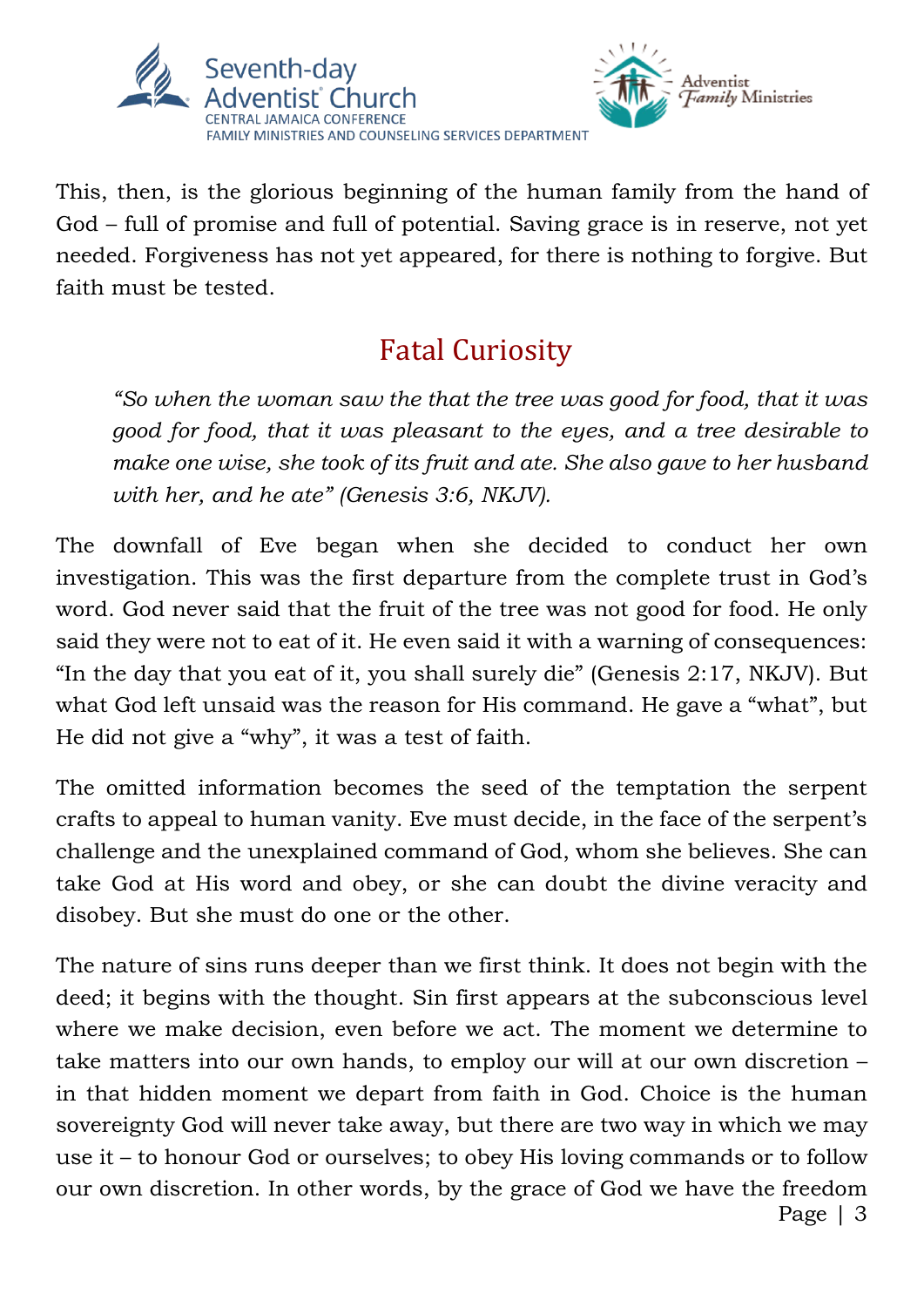This, then, is the glorious beginning of the human family from the hand of God – full of promise and full of potential. Saving grace is in reserve, not yet needed. Forgiveness has not yet appeared, for there is nothing to forgive. But faith must be tested.

## Fatal Curiosity

> *"So when the woman saw the that the tree was good for food, that it was good for food, that it was pleasant to the eyes, and a tree desirable to make one wise, she took of its fruit and ate. She also gave to her husband with her, and he ate" (Genesis 3:6, NKJV).*

The downfall of Eve began when she decided to conduct her own investigation. This was the first departure from the complete trust in God's word. God never said that the fruit of the tree was not good for food. He only said they were not to eat of it. He even said it with a warning of consequences: "In the day that you eat of it, you shall surely die" (Genesis 2:17, NKJV). But what God left unsaid was the reason for His command. He gave a "what", but He did not give a "why", it was a test of faith.

The omitted information becomes the seed of the temptation the serpent crafts to appeal to human vanity. Eve must decide, in the face of the serpent's challenge and the unexplained command of God, whom she believes. She can take God at His word and obey, or she can doubt the divine veracity and disobey. But she must do one or the other.

The nature of sins runs deeper than we first think. It does not begin with the deed; it begins with the thought. Sin first appears at the subconscious level where we make decision, even before we act. The moment we determine to take matters into our own hands, to employ our will at our own discretion – in that hidden moment we depart from faith in God. Choice is the human sovereignty God will never take away, but there are two way in which we may use it – to honour God or ourselves; to obey His loving commands or to follow our own discretion. In other words, by the grace of God we have the freedom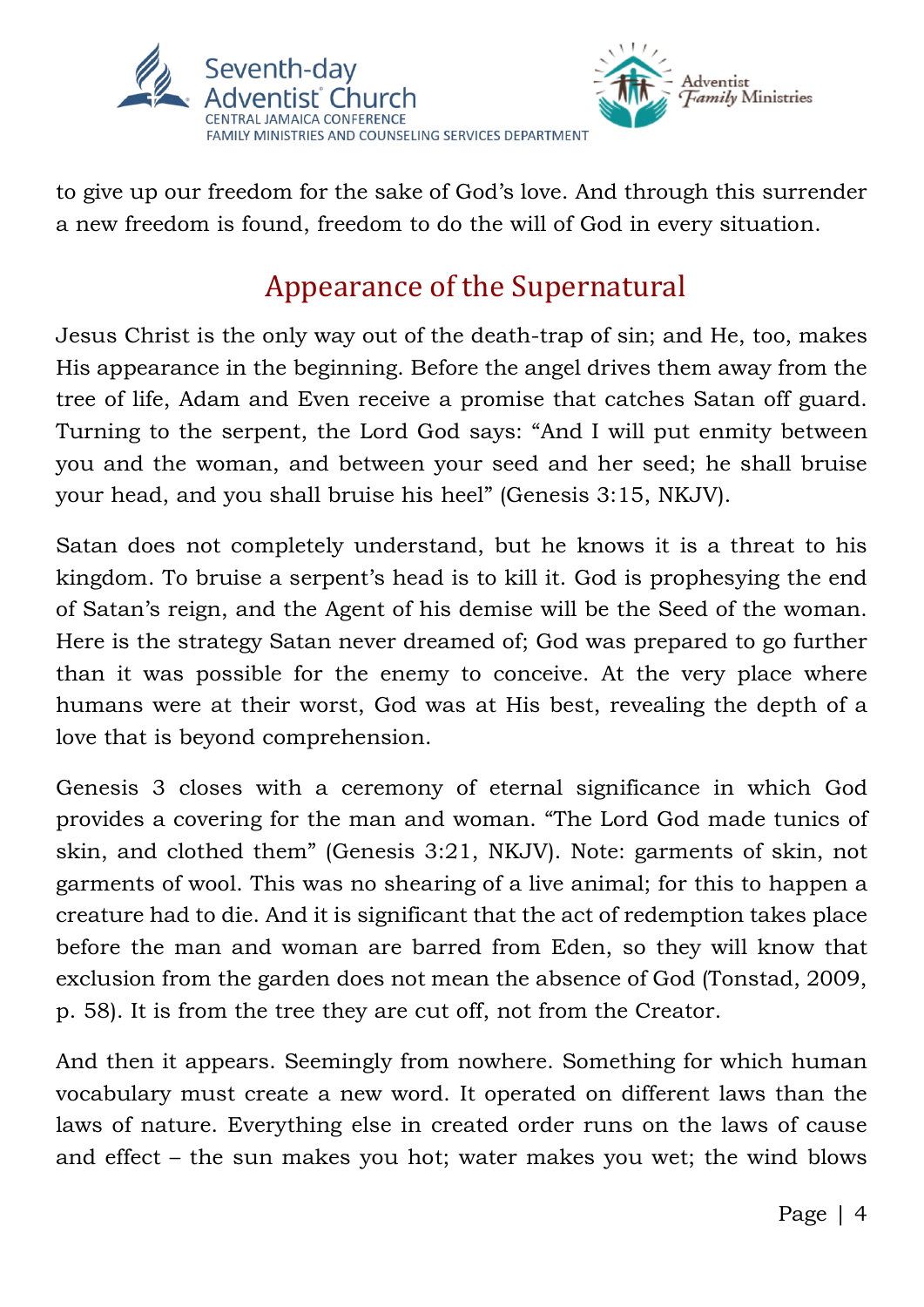to give up our freedom for the sake of God's love. And through this surrender a new freedom is found, freedom to do the will of God in every situation.

## Appearance of the Supernatural

Jesus Christ is the only way out of the death-trap of sin; and He, too, makes His appearance in the beginning. Before the angel drives them away from the tree of life, Adam and Even receive a promise that catches Satan off guard. Turning to the serpent, the Lord God says: "And I will put enmity between you and the woman, and between your seed and her seed; he shall bruise your head, and you shall bruise his heel" (Genesis 3:15, NKJV).

Satan does not completely understand, but he knows it is a threat to his kingdom. To bruise a serpent's head is to kill it. God is prophesying the end of Satan's reign, and the Agent of his demise will be the Seed of the woman. Here is the strategy Satan never dreamed of; God was prepared to go further than it was possible for the enemy to conceive. At the very place where humans were at their worst, God was at His best, revealing the depth of a love that is beyond comprehension.

Genesis 3 closes with a ceremony of eternal significance in which God provides a covering for the man and woman. "The Lord God made tunics of skin, and clothed them" (Genesis 3:21, NKJV). Note: garments of skin, not garments of wool. This was no shearing of a live animal; for this to happen a creature had to die. And it is significant that the act of redemption takes place before the man and woman are barred from Eden, so they will know that exclusion from the garden does not mean the absence of God (Tonstad, 2009, p. 58). It is from the tree they are cut off, not from the Creator.

And then it appears. Seemingly from nowhere. Something for which human vocabulary must create a new word. It operated on different laws than the laws of nature. Everything else in created order runs on the laws of cause and effect – the sun makes you hot; water makes you wet; the wind blows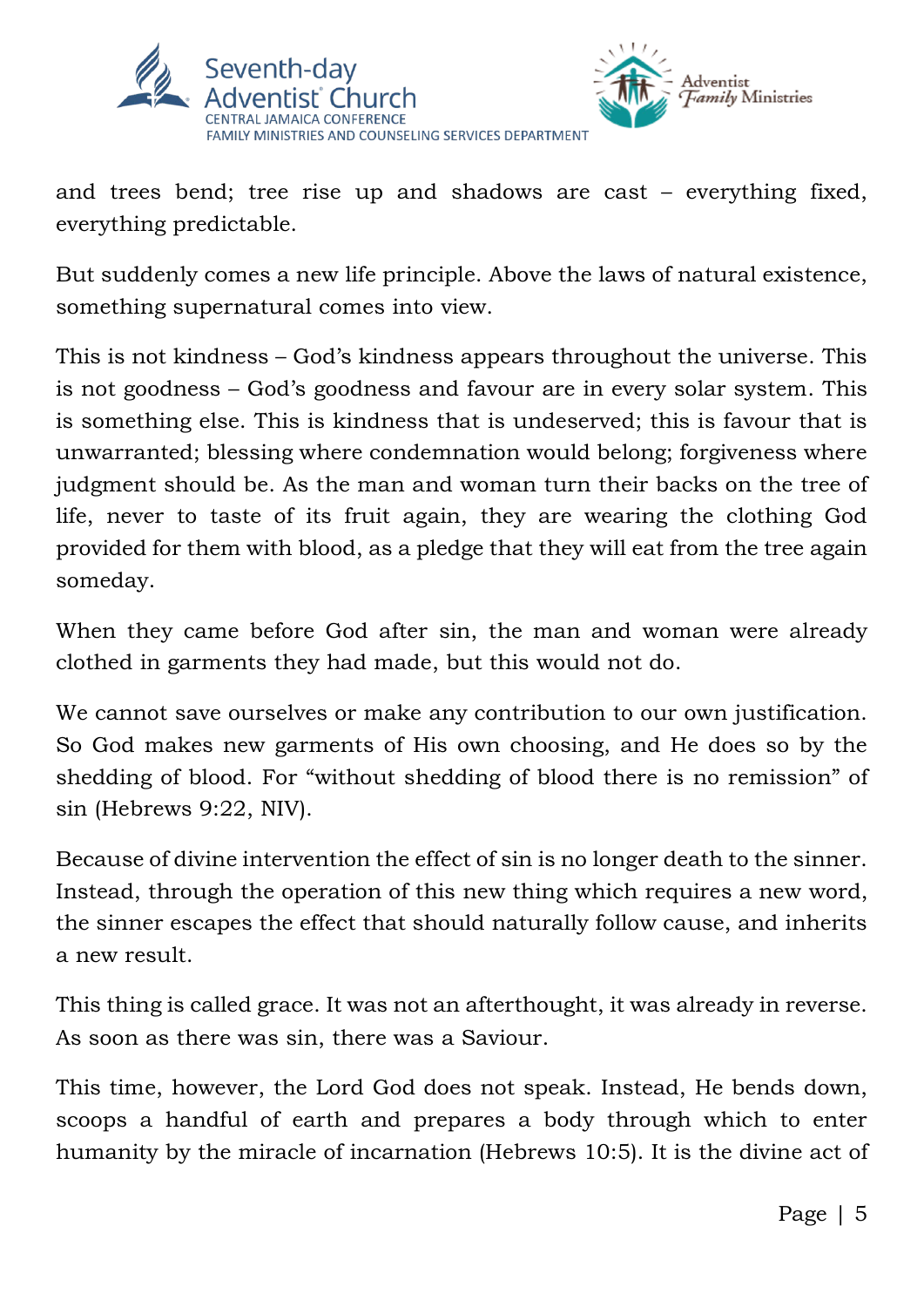and trees bend; tree rise up and shadows are cast – everything fixed, everything predictable.

But suddenly comes a new life principle. Above the laws of natural existence, something supernatural comes into view.

This is not kindness – God's kindness appears throughout the universe. This is not goodness – God's goodness and favour are in every solar system. This is something else. This is kindness that is undeserved; this is favour that is unwarranted; blessing where condemnation would belong; forgiveness where judgment should be. As the man and woman turn their backs on the tree of life, never to taste of its fruit again, they are wearing the clothing God provided for them with blood, as a pledge that they will eat from the tree again someday.

When they came before God after sin, the man and woman were already clothed in garments they had made, but this would not do.

We cannot save ourselves or make any contribution to our own justification. So God makes new garments of His own choosing, and He does so by the shedding of blood. For "without shedding of blood there is no remission" of sin (Hebrews 9:22, NIV).

Because of divine intervention the effect of sin is no longer death to the sinner. Instead, through the operation of this new thing which requires a new word, the sinner escapes the effect that should naturally follow cause, and inherits a new result.

This thing is called grace. It was not an afterthought, it was already in reverse. As soon as there was sin, there was a Saviour.

This time, however, the Lord God does not speak. Instead, He bends down, scoops a handful of earth and prepares a body through which to enter humanity by the miracle of incarnation (Hebrews 10:5). It is the divine act of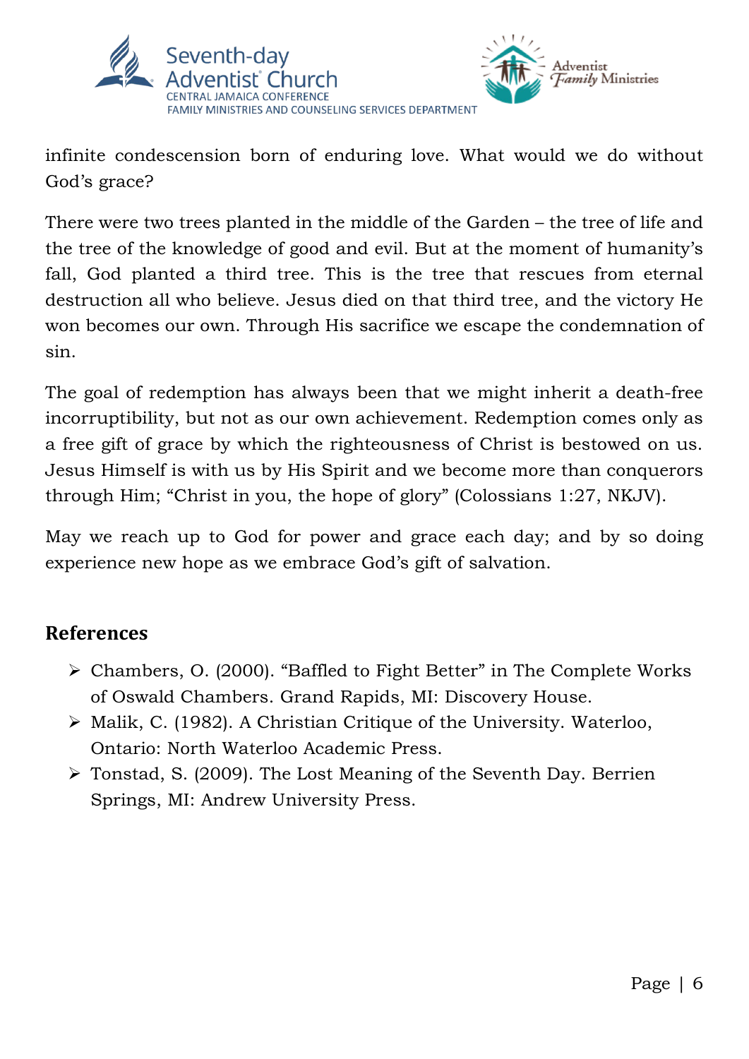infinite condescension born of enduring love. What would we do without God's grace?

There were two trees planted in the middle of the Garden – the tree of life and the tree of the knowledge of good and evil. But at the moment of humanity's fall, God planted a third tree. This is the tree that rescues from eternal destruction all who believe. Jesus died on that third tree, and the victory He won becomes our own. Through His sacrifice we escape the condemnation of sin.

The goal of redemption has always been that we might inherit a death-free incorruptibility, but not as our own achievement. Redemption comes only as a free gift of grace by which the righteousness of Christ is bestowed on us. Jesus Himself is with us by His Spirit and we become more than conquerors through Him; "Christ in you, the hope of glory" (Colossians 1:27, NKJV).

May we reach up to God for power and grace each day; and by so doing experience new hope as we embrace God's gift of salvation.

## References

- Chambers, O. (2000). "Baffled to Fight Better" in The Complete Works of Oswald Chambers. Grand Rapids, MI: Discovery House.
- Malik, C. (1982). A Christian Critique of the University. Waterloo, Ontario: North Waterloo Academic Press.
- Tonstad, S. (2009). The Lost Meaning of the Seventh Day. Berrien Springs, MI: Andrew University Press.